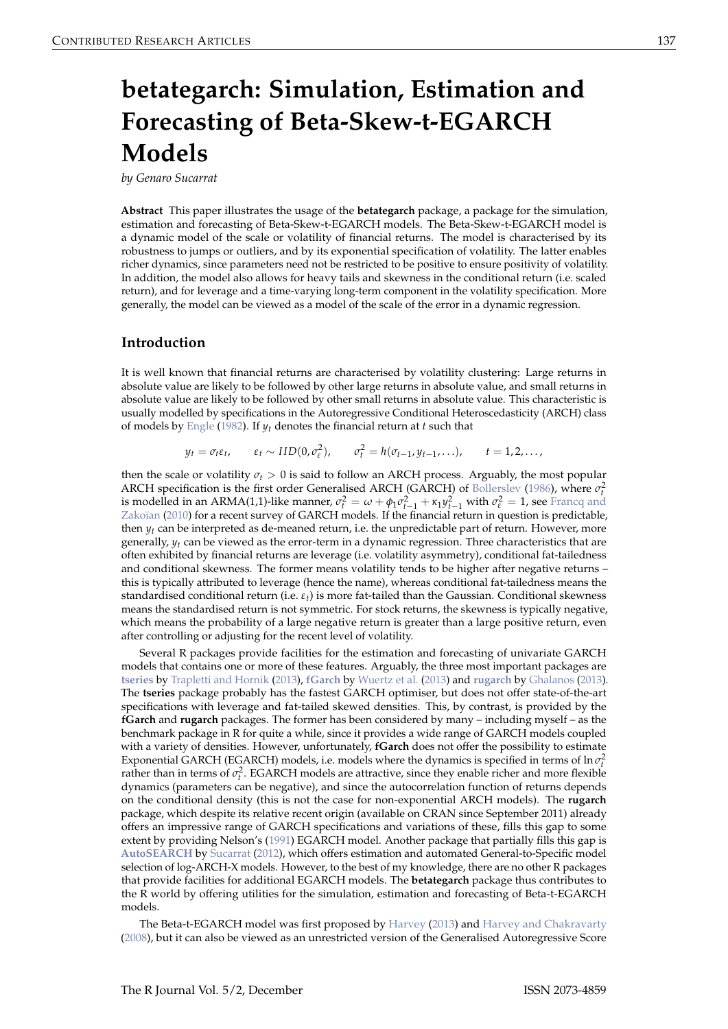# betategarch: Simulation, Estimation and Forecasting of Beta-Skew-t-EGARCH Models

*by Genaro Sucarrat*

**Abstract** This paper illustrates the usage of the **betategarch** package, a package for the simulation, estimation and forecasting of Beta-Skew-t-EGARCH models. The Beta-Skew-t-EGARCH model is a dynamic model of the scale or volatility of financial returns. The model is characterised by its robustness to jumps or outliers, and by its exponential specification of volatility. The latter enables richer dynamics, since parameters need not be restricted to be positive to ensure positivity of volatility. In addition, the model also allows for heavy tails and skewness in the conditional return (i.e. scaled return), and for leverage and a time-varying long-term component in the volatility specification. More generally, the model can be viewed as a model of the scale of the error in a dynamic regression.

## Introduction

It is well known that financial returns are characterised by volatility clustering: Large returns in absolute value are likely to be followed by other large returns in absolute value, and small returns in absolute value are likely to be followed by other small returns in absolute value. This characteristic is usually modelled by specifications in the Autoregressive Conditional Heteroscedasticity (ARCH) class of models by Engle (1982). If $y_t$ denotes the financial return at $t$ such that

$$y_t = \sigma_t \varepsilon_t, \qquad \varepsilon_t \sim IID(0, \sigma_\varepsilon^2), \qquad \sigma_t^2 = h(\sigma_{t-1}, y_{t-1}, \ldots), \qquad t = 1, 2, \ldots,$$

then the scale or volatility $\sigma_t > 0$ is said to follow an ARCH process. Arguably, the most popular ARCH specification is the first order Generalised ARCH (GARCH) of Bollerslev (1986), where $\sigma_t^2$ is modelled in an ARMA(1,1)-like manner, $\sigma_t^2 = \omega + \phi_1 \sigma_{t-1}^2 + \kappa_1 y_{t-1}^2$ with $\sigma_\varepsilon^2 = 1$, see Francq and Zakoïan (2010) for a recent survey of GARCH models. If the financial return in question is predictable, then $y_t$ can be interpreted as de-meaned return, i.e. the unpredictable part of return. However, more generally, $y_t$ can be viewed as the error-term in a dynamic regression. Three characteristics that are often exhibited by financial returns are leverage (i.e. volatility asymmetry), conditional fat-tailedness and conditional skewness. The former means volatility tends to be higher after negative returns – this is typically attributed to leverage (hence the name), whereas conditional fat-tailedness means the standardised conditional return (i.e. $\varepsilon_t$) is more fat-tailed than the Gaussian. Conditional skewness means the standardised return is not symmetric. For stock returns, the skewness is typically negative, which means the probability of a large negative return is greater than a large positive return, even after controlling or adjusting for the recent level of volatility.

Several R packages provide facilities for the estimation and forecasting of univariate GARCH models that contains one or more of these features. Arguably, the three most important packages are **tseries** by Trapletti and Hornik (2013), **fGarch** by Wuertz et al. (2013) and **rugarch** by Ghalanos (2013). The **tseries** package probably has the fastest GARCH optimiser, but does not offer state-of-the-art specifications with leverage and fat-tailed skewed densities. This, by contrast, is provided by the **fGarch** and **rugarch** packages. The former has been considered by many – including myself – as the benchmark package in R for quite a while, since it provides a wide range of GARCH models coupled with a variety of densities. However, unfortunately, **fGarch** does not offer the possibility to estimate Exponential GARCH (EGARCH) models, i.e. models where the dynamics is specified in terms of $\ln \sigma_t^2$ rather than in terms of $\sigma_t^2$. EGARCH models are attractive, since they enable richer and more flexible dynamics (parameters can be negative), and since the autocorrelation function of returns depends on the conditional density (this is not the case for non-exponential ARCH models). The **rugarch** package, which despite its relative recent origin (available on CRAN since September 2011) already offers an impressive range of GARCH specifications and variations of these, fills this gap to some extent by providing Nelson's (1991) EGARCH model. Another package that partially fills this gap is **AutoSEARCH** by Sucarrat (2012), which offers estimation and automated General-to-Specific model selection of log-ARCH-X models. However, to the best of my knowledge, there are no other R packages that provide facilities for additional EGARCH models. The **betategarch** package thus contributes to the R world by offering utilities for the simulation, estimation and forecasting of Beta-t-EGARCH models.

The Beta-t-EGARCH model was first proposed by Harvey (2013) and Harvey and Chakravarty (2008), but it can also be viewed as an unrestricted version of the Generalised Autoregressive Score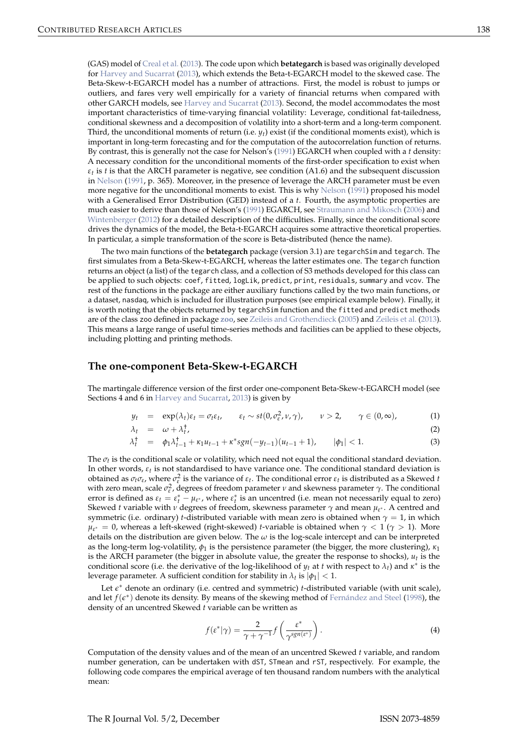(GAS) model of Creal et al. (2013). The code upon which **betategarch** is based was originally developed for Harvey and Sucarrat (2013), which extends the Beta-t-EGARCH model to the skewed case. The Beta-Skew-t-EGARCH model has a number of attractions. First, the model is robust to jumps or outliers, and fares very well empirically for a variety of financial returns when compared with other GARCH models, see Harvey and Sucarrat (2013). Second, the model accommodates the most important characteristics of time-varying financial volatility: Leverage, conditional fat-tailedness, conditional skewness and a decomposition of volatility into a short-term and a long-term component. Third, the unconditional moments of return (i.e. $y_t$) exist (if the conditional moments exist), which is important in long-term forecasting and for the computation of the autocorrelation function of returns. By contrast, this is generally not the case for Nelson's (1991) EGARCH when coupled with a $t$ density: A necessary condition for the unconditional moments of the first-order specification to exist when $\varepsilon_t$ is $t$ is that the ARCH parameter is negative, see condition (A1.6) and the subsequent discussion in Nelson (1991, p. 365). Moreover, in the presence of leverage the ARCH parameter must be even more negative for the unconditional moments to exist. This is why Nelson (1991) proposed his model with a Generalised Error Distribution (GED) instead of a $t$. Fourth, the asymptotic properties are much easier to derive than those of Nelson's (1991) EGARCH, see Straumann and Mikosch (2006) and Wintenberger (2012) for a detailed description of the difficulties. Finally, since the conditional score drives the dynamics of the model, the Beta-t-EGARCH acquires some attractive theoretical properties. In particular, a simple transformation of the score is Beta-distributed (hence the name).

The two main functions of the **betategarch** package (version 3.1) are `tegarchSim` and `tegarch`. The first simulates from a Beta-Skew-t-EGARCH, whereas the latter estimates one. The `tegarch` function returns an object (a list) of the `tegarch` class, and a collection of S3 methods developed for this class can be applied to such objects: `coef`, `fitted`, `logLik`, `predict`, `print`, `residuals`, `summary` and `vcov`. The rest of the functions in the package are either auxiliary functions called by the two main functions, or a dataset, `nasdaq`, which is included for illustration purposes (see empirical example below). Finally, it is worth noting that the objects returned by `tegarchSim` function and the `fitted` and `predict` methods are of the class `zoo` defined in package **zoo**, see Zeileis and Grothendieck (2005) and Zeileis et al. (2013). This means a large range of useful time-series methods and facilities can be applied to these objects, including plotting and printing methods.

## The one-component Beta-Skew-t-EGARCH

The martingale difference version of the first order one-component Beta-Skew-t-EGARCH model (see Sections 4 and 6 in Harvey and Sucarrat, 2013) is given by

$$y_t = \exp(\lambda_t)\varepsilon_t = \sigma_t \varepsilon_t, \qquad \varepsilon_t \sim st(0, \sigma_\varepsilon^2, \nu, \gamma), \qquad \nu > 2, \qquad \gamma \in (0, \infty), \tag{1}$$

$$\lambda_t = \omega + \lambda_t^\dagger, \tag{2}$$

$$\lambda_t^\dagger = \phi_1 \lambda_{t-1}^\dagger + \kappa_1 u_{t-1} + \kappa^* sgn(-y_{t-1})(u_{t-1}+1), \qquad |\phi_1| < 1. \tag{3}$$

The $\sigma_t$ is the conditional scale or volatility, which need not equal the conditional standard deviation. In other words, $\varepsilon_t$ is not standardised to have variance one. The conditional standard deviation is obtained as $\sigma_t \sigma_\varepsilon$, where $\sigma_\varepsilon^2$ is the variance of $\varepsilon_t$. The conditional error $\varepsilon_t$ is distributed as a Skewed $t$ with zero mean, scale $\sigma_\varepsilon^2$, degrees of freedom parameter $\nu$ and skewness parameter $\gamma$. The conditional error is defined as $\varepsilon_t = \varepsilon_t^* - \mu_{\varepsilon^*}$, where $\varepsilon_t^*$ is an uncentred (i.e. mean not necessarily equal to zero) Skewed $t$ variable with $\nu$ degrees of freedom, skewness parameter $\gamma$ and mean $\mu_{\varepsilon^*}$. A centred and symmetric (i.e. ordinary) $t$-distributed variable with mean zero is obtained when $\gamma = 1$, in which $\mu_{\varepsilon^*} = 0$, whereas a left-skewed (right-skewed) $t$-variable is obtained when $\gamma < 1$ ($\gamma > 1$). More details on the distribution are given below. The $\omega$ is the log-scale intercept and can be interpreted as the long-term log-volatility, $\phi_1$ is the persistence parameter (the bigger, the more clustering), $\kappa_1$ is the ARCH parameter (the bigger in absolute value, the greater the response to shocks), $u_t$ is the conditional score (i.e. the derivative of the log-likelihood of $y_t$ at $t$ with respect to $\lambda_t$) and $\kappa^*$ is the leverage parameter. A sufficient condition for stability in $\lambda_t$ is $|\phi_1| < 1$.

Let $\epsilon^*$ denote an ordinary (i.e. centred and symmetric) $t$-distributed variable (with unit scale), and let $f(\epsilon^*)$ denote its density. By means of the skewing method of Fernández and Steel (1998), the density of an uncentred Skewed $t$ variable can be written as

$$f(\varepsilon^*|\gamma) = \frac{2}{\gamma + \gamma^{-1}} f\left(\frac{\varepsilon^*}{\gamma^{sgn(\varepsilon^*)}}\right). \tag{4}$$

Computation of the density values and of the mean of an uncentred Skewed $t$ variable, and random number generation, can be undertaken with `dST`, `STmean` and `rST`, respectively. For example, the following code compares the empirical average of ten thousand random numbers with the analytical mean: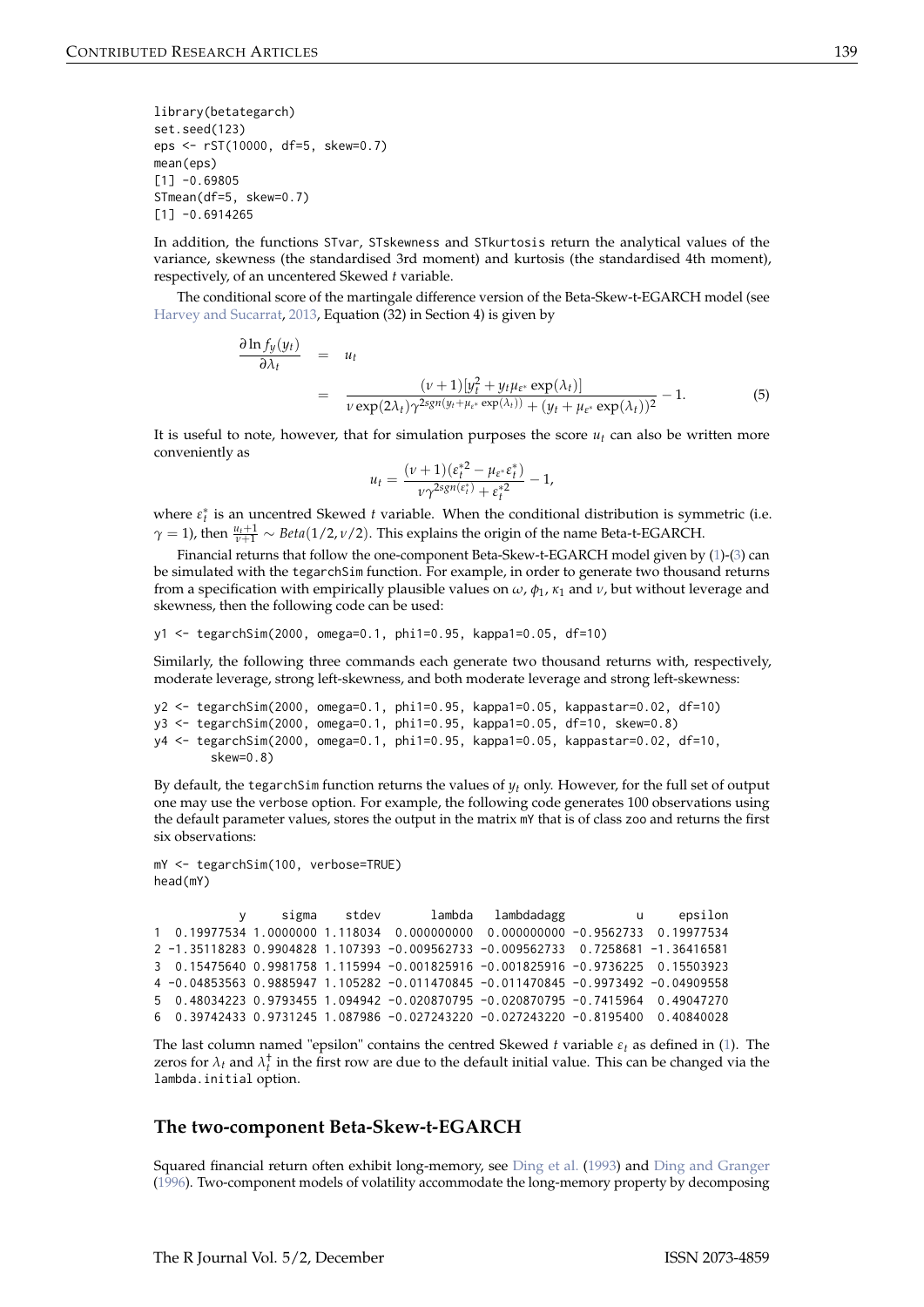```
library(betategarch)
set.seed(123)
eps <- rST(10000, df=5, skew=0.7)
mean(eps)
[1] -0.69805
STmean(df=5, skew=0.7)
[1] -0.6914265
```

In addition, the functions STvar, STskewness and STkurtosis return the analytical values of the variance, skewness (the standardised 3rd moment) and kurtosis (the standardised 4th moment), respectively, of an uncentered Skewed $t$ variable.

The conditional score of the martingale difference version of the Beta-Skew-t-EGARCH model (see Harvey and Sucarrat, 2013, Equation (32) in Section 4) is given by

$$
\begin{aligned}
\frac{\partial \ln f_y(y_t)}{\partial \lambda_t} &= u_t \\
&= \frac{(\nu+1)[y_t^2 + y_t \mu_{\varepsilon^*} \exp(\lambda_t)]}{\nu \exp(2\lambda_t)\gamma^{2sgn(y_t+\mu_{\varepsilon^*}\exp(\lambda_t))} + (y_t + \mu_{\varepsilon^*}\exp(\lambda_t))^2} - 1. \qquad (5)
\end{aligned}
$$

It is useful to note, however, that for simulation purposes the score $u_t$ can also be written more conveniently as

$$
u_t = \frac{(\nu+1)(\varepsilon_t^{*2} - \mu_{\varepsilon^*}\varepsilon_t^*)}{\nu\gamma^{2sgn(\varepsilon_t^*)} + \varepsilon_t^{*2}} - 1,
$$

where $\varepsilon_t^*$ is an uncentred Skewed $t$ variable. When the conditional distribution is symmetric (i.e. $\gamma = 1$), then $\frac{u_t+1}{\nu+1} \sim Beta(1/2, \nu/2)$. This explains the origin of the name Beta-t-EGARCH.

Financial returns that follow the one-component Beta-Skew-t-EGARCH model given by (1)-(3) can be simulated with the tegarchSim function. For example, in order to generate two thousand returns from a specification with empirically plausible values on $\omega$, $\phi_1$, $\kappa_1$ and $\nu$, but without leverage and skewness, then the following code can be used:

```
y1 <- tegarchSim(2000, omega=0.1, phi1=0.95, kappa1=0.05, df=10)
```

Similarly, the following three commands each generate two thousand returns with, respectively, moderate leverage, strong left-skewness, and both moderate leverage and strong left-skewness:

```
y2 <- tegarchSim(2000, omega=0.1, phi1=0.95, kappa1=0.05, kappastar=0.02, df=10)
y3 <- tegarchSim(2000, omega=0.1, phi1=0.95, kappa1=0.05, df=10, skew=0.8)
y4 <- tegarchSim(2000, omega=0.1, phi1=0.95, kappa1=0.05, kappastar=0.02, df=10,
       skew=0.8)
```

By default, the tegarchSim function returns the values of $y_t$ only. However, for the full set of output one may use the verbose option. For example, the following code generates 100 observations using the default parameter values, stores the output in the matrix mY that is of class zoo and returns the first six observations:

```
mY <- tegarchSim(100, verbose=TRUE)
head(mY)

            y     sigma    stdev       lambda   lambdadagg          u     epsilon
1  0.19977534 1.0000000 1.118034  0.000000000  0.000000000 -0.9562733  0.19977534
2 -1.35118283 0.9904828 1.107393 -0.009562733 -0.009562733  0.7258681 -1.36416581
3  0.15475640 0.9981758 1.115994 -0.001825916 -0.001825916 -0.9736225  0.15503923
4 -0.04853563 0.9885947 1.105282 -0.011470845 -0.011470845 -0.9973492 -0.04909558
5  0.48034223 0.9793455 1.094942 -0.020870795 -0.020870795 -0.7415964  0.49047270
6  0.39742433 0.9731245 1.087986 -0.027243220 -0.027243220 -0.8195400  0.40840028
```

The last column named "epsilon" contains the centred Skewed $t$ variable $\varepsilon_t$ as defined in (1). The zeros for $\lambda_t$ and $\lambda_t^\dagger$ in the first row are due to the default initial value. This can be changed via the lambda.initial option.

## The two-component Beta-Skew-t-EGARCH

Squared financial return often exhibit long-memory, see Ding et al. (1993) and Ding and Granger (1996). Two-component models of volatility accommodate the long-memory property by decomposing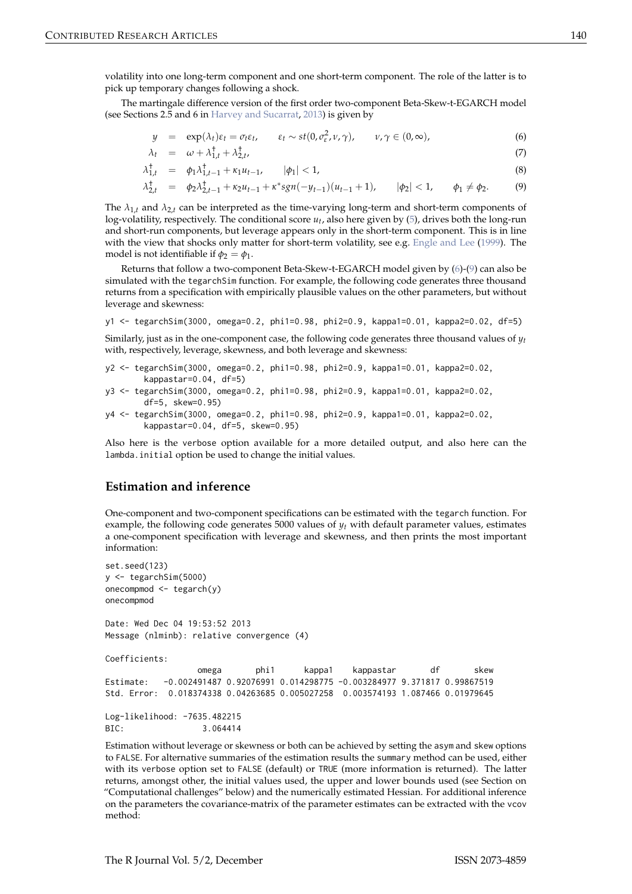volatility into one long-term component and one short-term component. The role of the latter is to pick up temporary changes following a shock.

The martingale difference version of the first order two-component Beta-Skew-t-EGARCH model (see Sections 2.5 and 6 in Harvey and Sucarrat, 2013) is given by

$$y = \exp(\lambda_t)\varepsilon_t = \sigma_t \varepsilon_t, \qquad \varepsilon_t \sim st(0, \sigma_\varepsilon^2, \nu, \gamma), \qquad \nu, \gamma \in (0, \infty), \tag{6}$$

$$\lambda_t = \omega + \lambda_{1,t}^\dagger + \lambda_{2,t}^\dagger, \tag{7}$$

$$\lambda_{1,t}^\dagger = \phi_1 \lambda_{1,t-1}^\dagger + \kappa_1 u_{t-1}, \qquad |\phi_1| < 1, \tag{8}$$

$$\lambda_{2,t}^\dagger = \phi_2 \lambda_{2,t-1}^\dagger + \kappa_2 u_{t-1} + \kappa^* sgn(-y_{t-1})(u_{t-1} + 1), \qquad |\phi_2| < 1, \qquad \phi_1 \neq \phi_2. \tag{9}$$

The $\lambda_{1,t}$ and $\lambda_{2,t}$ can be interpreted as the time-varying long-term and short-term components of log-volatility, respectively. The conditional score $u_t$, also here given by (5), drives both the long-run and short-run components, but leverage appears only in the short-term component. This is in line with the view that shocks only matter for short-term volatility, see e.g. Engle and Lee (1999). The model is not identifiable if $\phi_2 = \phi_1$.

Returns that follow a two-component Beta-Skew-t-EGARCH model given by (6)-(9) can also be simulated with the `tegarchSim` function. For example, the following code generates three thousand returns from a specification with empirically plausible values on the other parameters, but without leverage and skewness:

```
y1 <- tegarchSim(3000, omega=0.2, phi1=0.98, phi2=0.9, kappa1=0.01, kappa2=0.02, df=5)
```

Similarly, just as in the one-component case, the following code generates three thousand values of $y_t$ with, respectively, leverage, skewness, and both leverage and skewness:

```
y2 <- tegarchSim(3000, omega=0.2, phi1=0.98, phi2=0.9, kappa1=0.01, kappa2=0.02,
       kappastar=0.04, df=5)
y3 <- tegarchSim(3000, omega=0.2, phi1=0.98, phi2=0.9, kappa1=0.01, kappa2=0.02,
       df=5, skew=0.95)
y4 <- tegarchSim(3000, omega=0.2, phi1=0.98, phi2=0.9, kappa1=0.01, kappa2=0.02,
       kappastar=0.04, df=5, skew=0.95)
```

Also here is the `verbose` option available for a more detailed output, and also here can the `lambda.initial` option be used to change the initial values.

## Estimation and inference

One-component and two-component specifications can be estimated with the `tegarch` function. For example, the following code generates 5000 values of $y_t$ with default parameter values, estimates a one-component specification with leverage and skewness, and then prints the most important information:

```
set.seed(123)
y <- tegarchSim(5000)
onecompmod <- tegarch(y)
onecompmod

Date: Wed Dec 04 19:53:52 2013
Message (nlminb): relative convergence (4)

Coefficients:
                omega       phi1      kappa1    kappastar        df       skew
Estimate:   -0.002491487 0.92076991 0.014298775 -0.003284977 9.371817 0.99867519
Std. Error:  0.018374338 0.04263685 0.005027258  0.003574193 1.087466 0.01979645

Log-likelihood: -7635.482215
BIC:               3.064414
```

Estimation without leverage or skewness or both can be achieved by setting the `asym` and `skew` options to `FALSE`. For alternative summaries of the estimation results the `summary` method can be used, either with its `verbose` option set to `FALSE` (default) or `TRUE` (more information is returned). The latter returns, amongst other, the initial values used, the upper and lower bounds used (see Section on "Computational challenges" below) and the numerically estimated Hessian. For additional inference on the parameters the covariance-matrix of the parameter estimates can be extracted with the `vcov` method: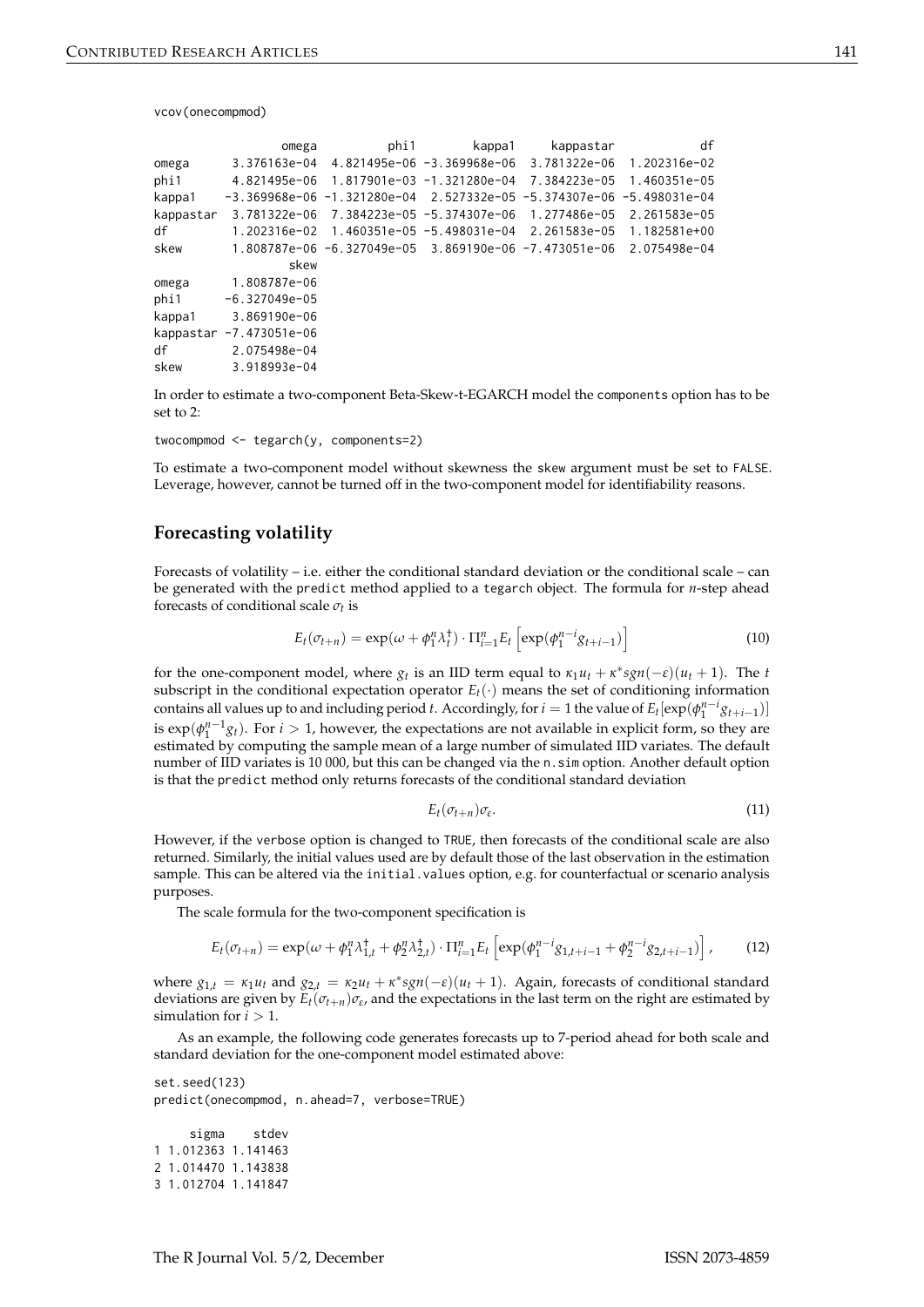```
vcov(onecompmod)

                  omega          phi1        kappa1     kappastar            df
omega      3.376163e-04  4.821495e-06 -3.369968e-06  3.781322e-06  1.202316e-02
phi1       4.821495e-06  1.817901e-03 -1.321280e-04  7.384223e-05  1.460351e-05
kappa1    -3.369968e-06 -1.321280e-04  2.527332e-05 -5.374307e-06 -5.498031e-04
kappastar  3.781322e-06  7.384223e-05 -5.374307e-06  1.277486e-05  2.261583e-05
df         1.202316e-02  1.460351e-05 -5.498031e-04  2.261583e-05  1.182581e+00
skew       1.808787e-06 -6.327049e-05  3.869190e-06 -7.473051e-06  2.075498e-04
                   skew
omega      1.808787e-06
phi1      -6.327049e-05
kappa1     3.869190e-06
kappastar -7.473051e-06
df         2.075498e-04
skew       3.918993e-04
```

In order to estimate a two-component Beta-Skew-t-EGARCH model the components option has to be set to 2:

```
twocompmod <- tegarch(y, components=2)
```

To estimate a two-component model without skewness the skew argument must be set to FALSE. Leverage, however, cannot be turned off in the two-component model for identifiability reasons.

## Forecasting volatility

Forecasts of volatility – i.e. either the conditional standard deviation or the conditional scale – can be generated with the predict method applied to a tegarch object. The formula for $n$-step ahead forecasts of conditional scale $\sigma_t$ is

$$E_t(\sigma_{t+n}) = \exp(\omega + \phi_1^n \lambda_t^{\dagger}) \cdot \Pi_{i=1}^n E_t \left[ \exp(\phi_1^{n-i} g_{t+i-1}) \right] \tag{10}$$

for the one-component model, where $g_t$ is an IID term equal to $\kappa_1 u_t + \kappa^* sgn(-\varepsilon)(u_t + 1)$. The $t$ subscript in the conditional expectation operator $E_t(\cdot)$ means the set of conditioning information contains all values up to and including period $t$. Accordingly, for $i = 1$ the value of $E_t[\exp(\phi_1^{n-i} g_{t+i-1})]$ is $\exp(\phi_1^{n-1} g_t)$. For $i > 1$, however, the expectations are not available in explicit form, so they are estimated by computing the sample mean of a large number of simulated IID variates. The default number of IID variates is 10 000, but this can be changed via the n.sim option. Another default option is that the predict method only returns forecasts of the conditional standard deviation

$$E_t(\sigma_{t+n})\sigma_\varepsilon. \tag{11}$$

However, if the verbose option is changed to TRUE, then forecasts of the conditional scale are also returned. Similarly, the initial values used are by default those of the last observation in the estimation sample. This can be altered via the initial.values option, e.g. for counterfactual or scenario analysis purposes.

The scale formula for the two-component specification is

$$E_t(\sigma_{t+n}) = \exp(\omega + \phi_1^n \lambda_{1,t}^{\dagger} + \phi_2^n \lambda_{2,t}^{\dagger}) \cdot \Pi_{i=1}^n E_t \left[ \exp(\phi_1^{n-i} g_{1,t+i-1} + \phi_2^{n-i} g_{2,t+i-1}) \right], \tag{12}$$

where $g_{1,t} = \kappa_1 u_t$ and $g_{2,t} = \kappa_2 u_t + \kappa^* sgn(-\varepsilon)(u_t + 1)$. Again, forecasts of conditional standard deviations are given by $E_t(\sigma_{t+n})\sigma_\varepsilon$, and the expectations in the last term on the right are estimated by simulation for $i > 1$.

As an example, the following code generates forecasts up to 7-period ahead for both scale and standard deviation for the one-component model estimated above:

```
set.seed(123)
predict(onecompmod, n.ahead=7, verbose=TRUE)

     sigma    stdev
1 1.012363 1.141463
2 1.014470 1.143838
3 1.012704 1.141847
```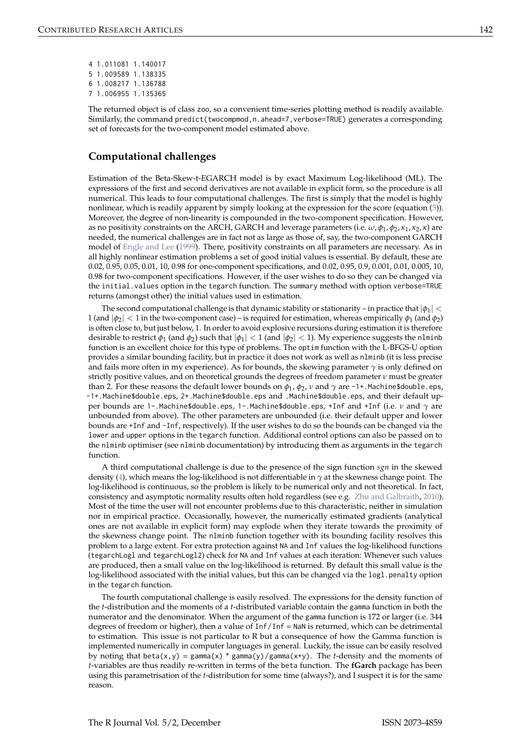```
4 1.011081 1.140017
5 1.009589 1.138335
6 1.008217 1.136788
7 1.006955 1.135365
```

The returned object is of class `zoo`, so a convenient time-series plotting method is readily available. Similarly, the command `predict(twocompmod,n.ahead=7,verbose=TRUE)` generates a corresponding set of forecasts for the two-component model estimated above.

## Computational challenges

Estimation of the Beta-Skew-t-EGARCH model is by exact Maximum Log-likelihood (ML). The expressions of the first and second derivatives are not available in explicit form, so the procedure is all numerical. This leads to four computational challenges. The first is simply that the model is highly nonlinear, which is readily apparent by simply looking at the expression for the score (equation (5)). Moreover, the degree of non-linearity is compounded in the two-component specification. However, as no positivity constraints on the ARCH, GARCH and leverage parameters (i.e. $\omega, \phi_1, \phi_2, \kappa_1, \kappa_2, \kappa$) are needed, the numerical challenges are in fact not as large as those of, say, the two-component GARCH model of Engle and Lee (1999). There, positivity constraints on all parameters are necessary. As in all highly nonlinear estimation problems a set of good initial values is essential. By default, these are 0.02, 0.95, 0.05, 0.01, 10, 0.98 for one-component specifications, and 0.02, 0.95, 0.9, 0.001, 0.01, 0.005, 10, 0.98 for two-component specifications. However, if the user wishes to do so they can be changed via the `initial.values` option in the `tegarch` function. The `summary` method with option `verbose=TRUE` returns (amongst other) the initial values used in estimation.

The second computational challenge is that dynamic stability or stationarity – in practice that $|\phi_1| < 1$ (and $|\phi_2| < 1$ in the two-component case) – is required for estimation, whereas empirically $\phi_1$ (and $\phi_2$) is often close to, but just below, 1. In order to avoid explosive recursions during estimation it is therefore desirable to restrict $\phi_1$ (and $\phi_2$) such that $|\phi_1| < 1$ (and $|\phi_2| < 1$). My experience suggests the `nlminb` function is an excellent choice for this type of problems. The `optim` function with the L-BFGS-U option provides a similar bounding facility, but in practice it does not work as well as `nlminb` (it is less precise and fails more often in my experience). As for bounds, the skewing parameter $\gamma$ is only defined on strictly positive values, and on theoretical grounds the degrees of freedom parameter $\nu$ must be greater than 2. For these reasons the default lower bounds on $\phi_1$, $\phi_2$, $\nu$ and $\gamma$ are `-1+.Machine$double.eps`, `-1+.Machine$double.eps`, `2+.Machine$double.eps` and `.Machine$double.eps`, and their default upper bounds are `1-.Machine$double.eps`, `1-.Machine$double.eps`, `+Inf` and `+Inf` (i.e. $\nu$ and $\gamma$ are unbounded from above). The other parameters are unbounded (i.e. their default upper and lower bounds are `+Inf` and `-Inf`, respectively). If the user wishes to do so the bounds can be changed via the `lower` and `upper` options in the `tegarch` function. Additional control options can also be passed on to the `nlminb` optimiser (see `nlminb` documentation) by introducing them as arguments in the `tegarch` function.

A third computational challenge is due to the presence of the sign function *sgn* in the skewed density (4), which means the log-likelihood is not differentiable in $\gamma$ at the skewness change point. The log-likelihood is continuous, so the problem is likely to be numerical only and not theoretical. In fact, consistency and asymptotic normality results often hold regardless (see e.g. Zhu and Galbraith, 2010). Most of the time the user will not encounter problems due to this characteristic, neither in simulation nor in empirical practice. Occasionally, however, the numerically estimated gradients (analytical ones are not available in explicit form) may explode when they iterate towards the proximity of the skewness change point. The `nlminb` function together with its bounding facility resolves this problem to a large extent. For extra protection against `NA` and `Inf` values the log-likelihood functions (`tegarchLogl` and `tegarchLogl2`) check for `NA` and `Inf` values at each iteration: Whenever such values are produced, then a small value on the log-likelihood is returned. By default this small value is the log-likelihood associated with the initial values, but this can be changed via the `logl.penalty` option in the `tegarch` function.

The fourth computational challenge is easily resolved. The expressions for the density function of the *t*-distribution and the moments of a *t*-distributed variable contain the `gamma` function in both the numerator and the denominator. When the argument of the `gamma` function is 172 or larger (i.e. 344 degrees of freedom or higher), then a value of `Inf/Inf = NaN` is returned, which can be detrimental to estimation. This issue is not particular to R but a consequence of how the Gamma function is implemented numerically in computer languages in general. Luckily, the issue can be easily resolved by noting that `beta(x,y) = gamma(x) * gamma(y)/gamma(x+y)`. The *t*-density and the moments of *t*-variables are thus readily re-written in terms of the `beta` function. The **fGarch** package has been using this parametrisation of the *t*-distribution for some time (always?), and I suspect it is for the same reason.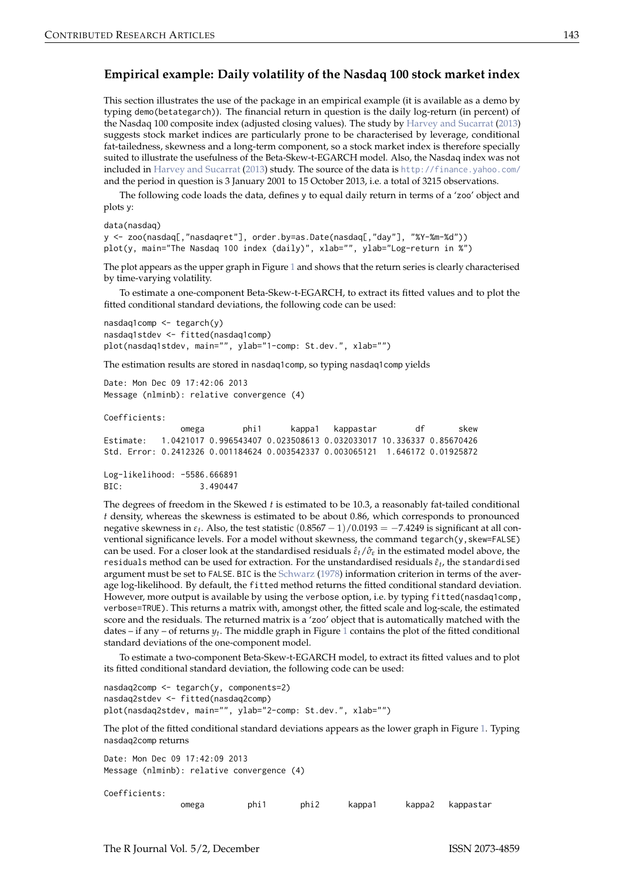### Empirical example: Daily volatility of the Nasdaq 100 stock market index

This section illustrates the use of the package in an empirical example (it is available as a demo by typing demo(betategarch)). The financial return in question is the daily log-return (in percent) of the Nasdaq 100 composite index (adjusted closing values). The study by Harvey and Sucarrat (2013) suggests stock market indices are particularly prone to be characterised by leverage, conditional fat-tailedness, skewness and a long-term component, so a stock market index is therefore specially suited to illustrate the usefulness of the Beta-Skew-t-EGARCH model. Also, the Nasdaq index was not included in Harvey and Sucarrat (2013) study. The source of the data is http://finance.yahoo.com/ and the period in question is 3 January 2001 to 15 October 2013, i.e. a total of 3215 observations.

The following code loads the data, defines y to equal daily return in terms of a 'zoo' object and plots y:

```
data(nasdaq)
y <- zoo(nasdaq[,"nasdaqret"], order.by=as.Date(nasdaq[,"day"], "%Y-%m-%d"))
plot(y, main="The Nasdaq 100 index (daily)", xlab="", ylab="Log-return in %")
```

The plot appears as the upper graph in Figure 1 and shows that the return series is clearly characterised by time-varying volatility.

To estimate a one-component Beta-Skew-t-EGARCH, to extract its fitted values and to plot the fitted conditional standard deviations, the following code can be used:

```
nasdaq1comp <- tegarch(y)
nasdaq1stdev <- fitted(nasdaq1comp)
plot(nasdaq1stdev, main="", ylab="1-comp: St.dev.", xlab="")
```

The estimation results are stored in nasdaq1comp, so typing nasdaq1comp yields

```
Date: Mon Dec 09 17:42:06 2013
Message (nlminb): relative convergence (4)

Coefficients:
               omega        phi1      kappa1   kappastar        df       skew
Estimate:   1.0421017 0.996543407 0.023508613 0.032033017 10.336337 0.85670426
Std. Error: 0.2412326 0.001184624 0.003542337 0.003065121  1.646172 0.01925872

Log-likelihood: -5586.666891
BIC:               3.490447
```

The degrees of freedom in the Skewed $t$ is estimated to be 10.3, a reasonably fat-tailed conditional $t$ density, whereas the skewness is estimated to be about 0.86, which corresponds to pronounced negative skewness in $\varepsilon_t$. Also, the test statistic $(0.8567 - 1)/0.0193 = -7.4249$ is significant at all conventional significance levels. For a model without skewness, the command tegarch(y,skew=FALSE) can be used. For a closer look at the standardised residuals $\hat{\varepsilon}_t/\hat{\sigma}_\varepsilon$ in the estimated model above, the residuals method can be used for extraction. For the unstandardised residuals $\hat{\varepsilon}_t$, the standardised argument must be set to FALSE. BIC is the Schwarz (1978) information criterion in terms of the average log-likelihood. By default, the fitted method returns the fitted conditional standard deviation. However, more output is available by using the verbose option, i.e. by typing fitted(nasdaq1comp, verbose=TRUE). This returns a matrix with, amongst other, the fitted scale and log-scale, the estimated score and the residuals. The returned matrix is a 'zoo' object that is automatically matched with the dates – if any – of returns $y_t$. The middle graph in Figure 1 contains the plot of the fitted conditional standard deviations of the one-component model.

To estimate a two-component Beta-Skew-t-EGARCH model, to extract its fitted values and to plot its fitted conditional standard deviation, the following code can be used:

```
nasdaq2comp <- tegarch(y, components=2)
nasdaq2stdev <- fitted(nasdaq2comp)
plot(nasdaq2stdev, main="", ylab="2-comp: St.dev.", xlab="")
```

The plot of the fitted conditional standard deviations appears as the lower graph in Figure 1. Typing nasdaq2comp returns

```
Date: Mon Dec 09 17:42:09 2013
Message (nlminb): relative convergence (4)

Coefficients:
                omega         phi1       phi2      kappa1      kappa2   kappastar
```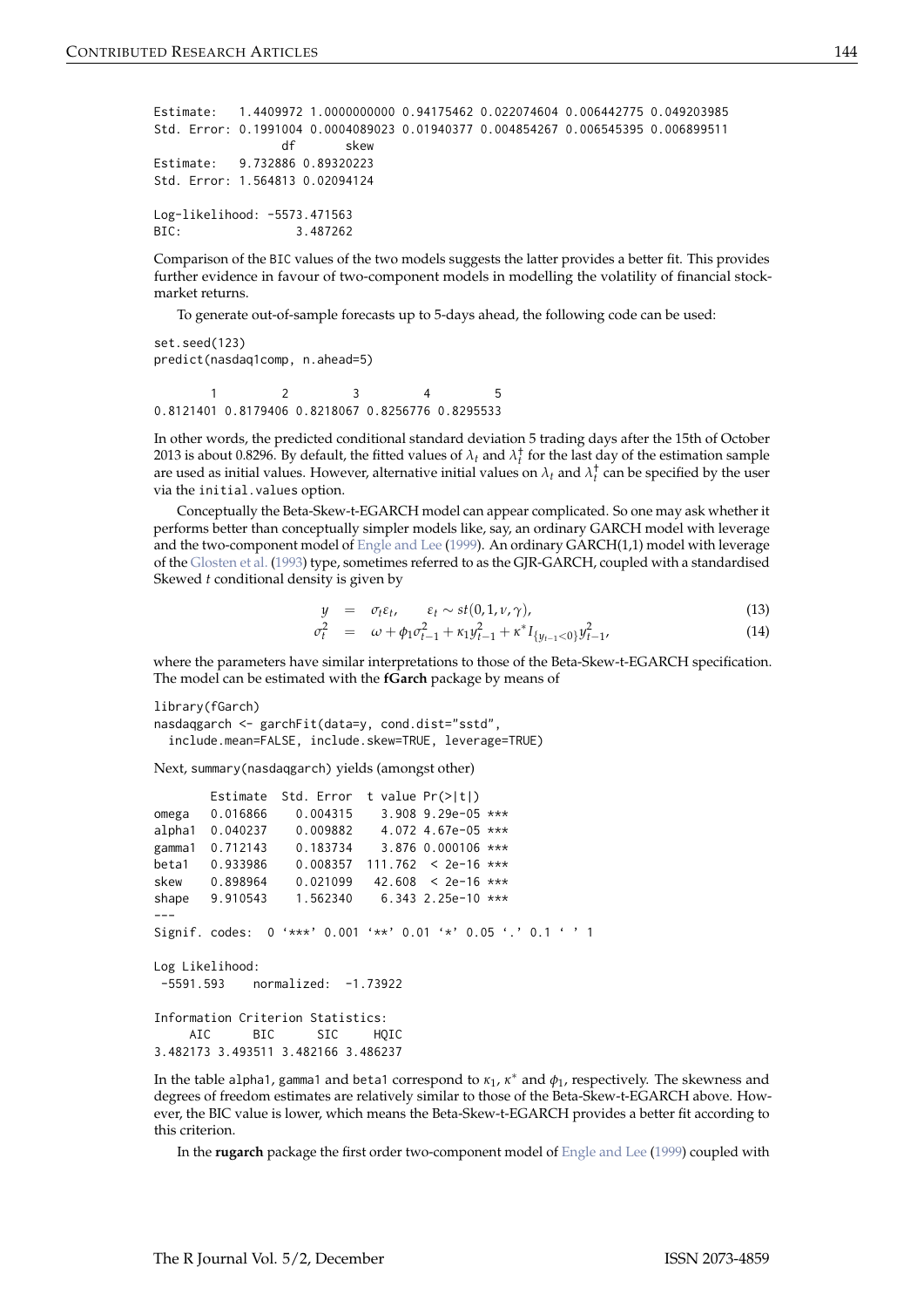```
Estimate:   1.4409972 1.0000000000 0.94175462 0.022074604 0.006442775 0.049203985
Std. Error: 0.1991004 0.0004089023 0.01940377 0.004854267 0.006545395 0.006899511
                   df       skew
Estimate:   9.732886 0.89320223
Std. Error: 1.564813 0.02094124

Log-likelihood: -5573.471563
BIC:                3.487262
```

Comparison of the BIC values of the two models suggests the latter provides a better fit. This provides further evidence in favour of two-component models in modelling the volatility of financial stock-market returns.

To generate out-of-sample forecasts up to 5-days ahead, the following code can be used:

```
set.seed(123)
predict(nasdaq1comp, n.ahead=5)

        1         2         3         4         5
0.8121401 0.8179406 0.8218067 0.8256776 0.8295533
```

In other words, the predicted conditional standard deviation 5 trading days after the 15th of October 2013 is about 0.8296. By default, the fitted values of $\lambda_t$ and $\lambda_t^\dagger$ for the last day of the estimation sample are used as initial values. However, alternative initial values on $\lambda_t$ and $\lambda_t^\dagger$ can be specified by the user via the `initial.values` option.

Conceptually the Beta-Skew-t-EGARCH model can appear complicated. So one may ask whether it performs better than conceptually simpler models like, say, an ordinary GARCH model with leverage and the two-component model of Engle and Lee (1999). An ordinary GARCH(1,1) model with leverage of the Glosten et al. (1993) type, sometimes referred to as the GJR-GARCH, coupled with a standardised Skewed $t$ conditional density is given by

$$y = \sigma_t \varepsilon_t, \qquad \varepsilon_t \sim st(0, 1, \nu, \gamma), \tag{13}$$

$$\sigma_t^2 = \omega + \phi_1 \sigma_{t-1}^2 + \kappa_1 y_{t-1}^2 + \kappa^* I_{\{y_{t-1}<0\}} y_{t-1}^2, \tag{14}$$

where the parameters have similar interpretations to those of the Beta-Skew-t-EGARCH specification. The model can be estimated with the **fGarch** package by means of

```
library(fGarch)
nasdaqgarch <- garchFit(data=y, cond.dist="sstd",
  include.mean=FALSE, include.skew=TRUE, leverage=TRUE)
```

Next, `summary(nasdaqgarch)` yields (amongst other)

```
        Estimate  Std. Error  t value Pr(>|t|)
omega   0.016866    0.004315    3.908 9.29e-05 ***
alpha1  0.040237    0.009882    4.072 4.67e-05 ***
gamma1  0.712143    0.183734    3.876 0.000106 ***
beta1   0.933986    0.008357  111.762  < 2e-16 ***
skew    0.898964    0.021099   42.608  < 2e-16 ***
shape   9.910543    1.562340    6.343 2.25e-10 ***
---
Signif. codes:  0 '***' 0.001 '**' 0.01 '*' 0.05 '.' 0.1 ' ' 1

Log Likelihood:
 -5591.593    normalized:  -1.73922

Information Criterion Statistics:
     AIC      BIC      SIC     HQIC
3.482173 3.493511 3.482166 3.486237
```

In the table `alpha1`, `gamma1` and `beta1` correspond to $\kappa_1$, $\kappa^*$ and $\phi_1$, respectively. The skewness and degrees of freedom estimates are relatively similar to those of the Beta-Skew-t-EGARCH above. However, the BIC value is lower, which means the Beta-Skew-t-EGARCH provides a better fit according to this criterion.

In the **rugarch** package the first order two-component model of Engle and Lee (1999) coupled with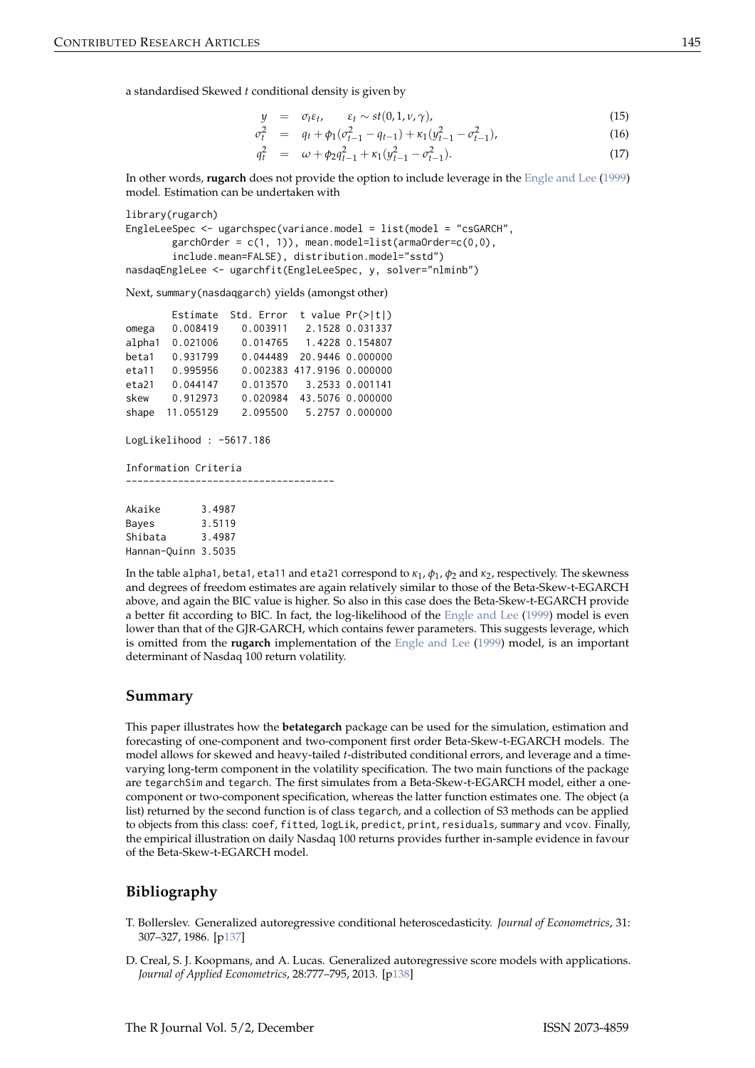a standardised Skewed $t$ conditional density is given by

$$
\begin{aligned}
y &= \sigma_t \varepsilon_t, \qquad \varepsilon_t \sim st(0, 1, \nu, \gamma), && (15) \\
\sigma_t^2 &= q_t + \phi_1(\sigma_{t-1}^2 - q_{t-1}) + \kappa_1(y_{t-1}^2 - \sigma_{t-1}^2), && (16) \\
q_t^2 &= \omega + \phi_2 q_{t-1}^2 + \kappa_1(y_{t-1}^2 - \sigma_{t-1}^2). && (17)
\end{aligned}
$$

In other words, **rugarch** does not provide the option to include leverage in the Engle and Lee (1999) model. Estimation can be undertaken with

```
library(rugarch)
EngleLeeSpec <- ugarchspec(variance.model = list(model = "csGARCH",
       garchOrder = c(1, 1)), mean.model=list(armaOrder=c(0,0),
       include.mean=FALSE), distribution.model="sstd")
nasdaqEngleLee <- ugarchfit(EngleLeeSpec, y, solver="nlminb")
```

Next, `summary(nasdaqgarch)` yields (amongst other)

```
        Estimate  Std. Error  t value Pr(>|t|)
omega   0.008419    0.003911   2.1528 0.031337
alpha1  0.021006    0.014765   1.4228 0.154807
beta1   0.931799    0.044489  20.9446 0.000000
eta11   0.995956    0.002383 417.9196 0.000000
eta21   0.044147    0.013570   3.2533 0.001141
skew    0.912973    0.020984  43.5076 0.000000
shape  11.055129    2.095500   5.2757 0.000000

LogLikelihood : -5617.186

Information Criteria
------------------------------------

Akaike       3.4987
Bayes        3.5119
Shibata      3.4987
Hannan-Quinn 3.5035
```

In the table `alpha1`, `beta1`, `eta11` and `eta21` correspond to $\kappa_1$, $\phi_1$, $\phi_2$ and $\kappa_2$, respectively. The skewness and degrees of freedom estimates are again relatively similar to those of the Beta-Skew-t-EGARCH above, and again the BIC value is higher. So also in this case does the Beta-Skew-t-EGARCH provide a better fit according to BIC. In fact, the log-likelihood of the Engle and Lee (1999) model is even lower than that of the GJR-GARCH, which contains fewer parameters. This suggests leverage, which is omitted from the **rugarch** implementation of the Engle and Lee (1999) model, is an important determinant of Nasdaq 100 return volatility.

## Summary

This paper illustrates how the **betategarch** package can be used for the simulation, estimation and forecasting of one-component and two-component first order Beta-Skew-t-EGARCH models. The model allows for skewed and heavy-tailed $t$-distributed conditional errors, and leverage and a time-varying long-term component in the volatility specification. The two main functions of the package are `tegarchSim` and `tegarch`. The first simulates from a Beta-Skew-t-EGARCH model, either a one-component or two-component specification, whereas the latter function estimates one. The object (a list) returned by the second function is of class `tegarch`, and a collection of S3 methods can be applied to objects from this class: `coef`, `fitted`, `logLik`, `predict`, `print`, `residuals`, `summary` and `vcov`. Finally, the empirical illustration on daily Nasdaq 100 returns provides further in-sample evidence in favour of the Beta-Skew-t-EGARCH model.

## Bibliography

T. Bollerslev. Generalized autoregressive conditional heteroscedasticity. *Journal of Econometrics*, 31: 307–327, 1986. [p137]

D. Creal, S. J. Koopmans, and A. Lucas. Generalized autoregressive score models with applications. *Journal of Applied Econometrics*, 28:777–795, 2013. [p138]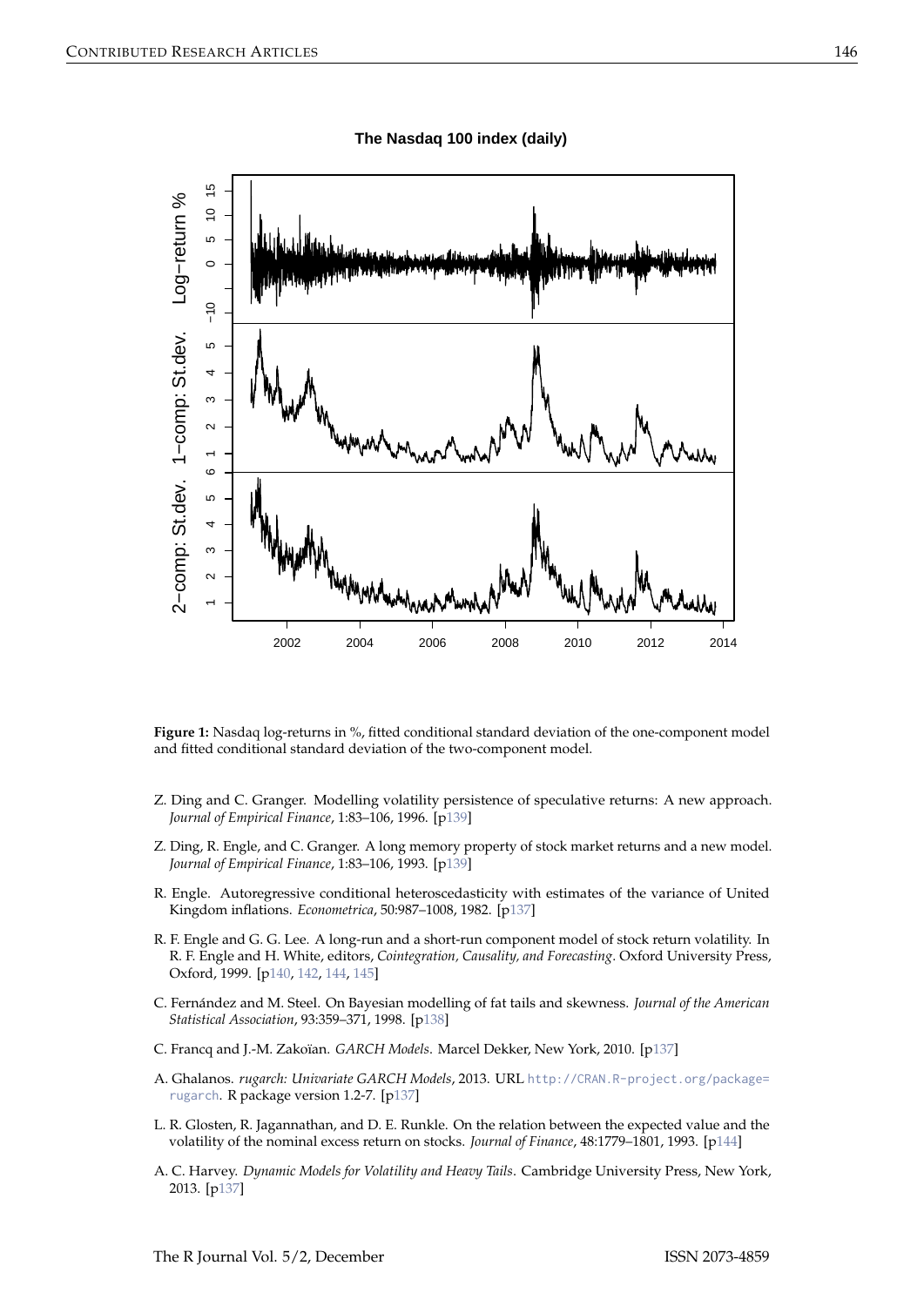**Figure 1:** Nasdaq log-returns in %, fitted conditional standard deviation of the one-component model and fitted conditional standard deviation of the two-component model.

Z. Ding and C. Granger. Modelling volatility persistence of speculative returns: A new approach. *Journal of Empirical Finance*, 1:83–106, 1996. [p139]

Z. Ding, R. Engle, and C. Granger. A long memory property of stock market returns and a new model. *Journal of Empirical Finance*, 1:83–106, 1993. [p139]

R. Engle. Autoregressive conditional heteroscedasticity with estimates of the variance of United Kingdom inflations. *Econometrica*, 50:987–1008, 1982. [p137]

R. F. Engle and G. G. Lee. A long-run and a short-run component model of stock return volatility. In R. F. Engle and H. White, editors, *Cointegration, Causality, and Forecasting*. Oxford University Press, Oxford, 1999. [p140, 142, 144, 145]

C. Fernández and M. Steel. On Bayesian modelling of fat tails and skewness. *Journal of the American Statistical Association*, 93:359–371, 1998. [p138]

C. Francq and J.-M. Zakoïan. *GARCH Models*. Marcel Dekker, New York, 2010. [p137]

A. Ghalanos. *rugarch: Univariate GARCH Models*, 2013. URL http://CRAN.R-project.org/package=rugarch. R package version 1.2-7. [p137]

L. R. Glosten, R. Jagannathan, and D. E. Runkle. On the relation between the expected value and the volatility of the nominal excess return on stocks. *Journal of Finance*, 48:1779–1801, 1993. [p144]

A. C. Harvey. *Dynamic Models for Volatility and Heavy Tails*. Cambridge University Press, New York, 2013. [p137]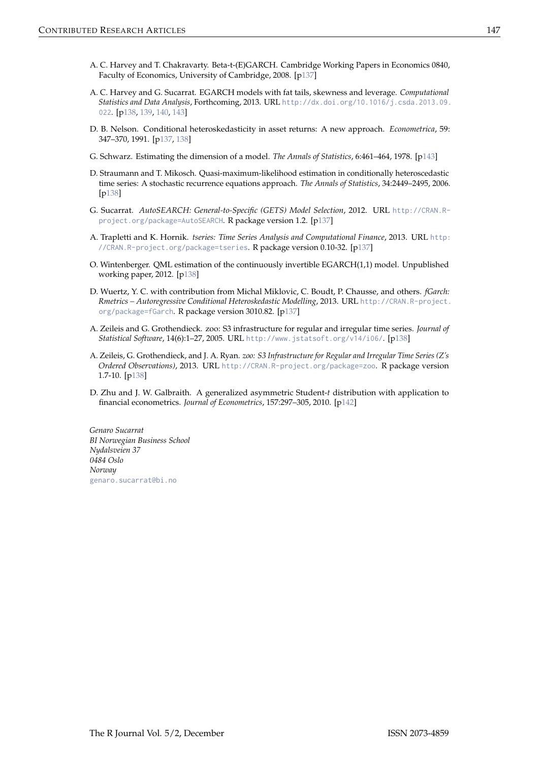A. C. Harvey and T. Chakravarty. Beta-t-(E)GARCH. Cambridge Working Papers in Economics 0840, Faculty of Economics, University of Cambridge, 2008. [p137]

A. C. Harvey and G. Sucarrat. EGARCH models with fat tails, skewness and leverage. *Computational Statistics and Data Analysis*, Forthcoming, 2013. URL http://dx.doi.org/10.1016/j.csda.2013.09.022. [p138, 139, 140, 143]

D. B. Nelson. Conditional heteroskedasticity in asset returns: A new approach. *Econometrica*, 59: 347–370, 1991. [p137, 138]

G. Schwarz. Estimating the dimension of a model. *The Annals of Statistics*, 6:461–464, 1978. [p143]

D. Straumann and T. Mikosch. Quasi-maximum-likelihood estimation in conditionally heteroscedastic time series: A stochastic recurrence equations approach. *The Annals of Statistics*, 34:2449–2495, 2006. [p138]

G. Sucarrat. *AutoSEARCH: General-to-Specific (GETS) Model Selection*, 2012. URL http://CRAN.R-project.org/package=AutoSEARCH. R package version 1.2. [p137]

A. Trapletti and K. Hornik. *tseries: Time Series Analysis and Computational Finance*, 2013. URL http://CRAN.R-project.org/package=tseries. R package version 0.10-32. [p137]

O. Wintenberger. QML estimation of the continuously invertible EGARCH(1,1) model. Unpublished working paper, 2012. [p138]

D. Wuertz, Y. C. with contribution from Michal Miklovic, C. Boudt, P. Chausse, and others. *fGarch: Rmetrics – Autoregressive Conditional Heteroskedastic Modelling*, 2013. URL http://CRAN.R-project.org/package=fGarch. R package version 3010.82. [p137]

A. Zeileis and G. Grothendieck. zoo: S3 infrastructure for regular and irregular time series. *Journal of Statistical Software*, 14(6):1–27, 2005. URL http://www.jstatsoft.org/v14/i06/. [p138]

A. Zeileis, G. Grothendieck, and J. A. Ryan. *zoo: S3 Infrastructure for Regular and Irregular Time Series (Z's Ordered Observations)*, 2013. URL http://CRAN.R-project.org/package=zoo. R package version 1.7-10. [p138]

D. Zhu and J. W. Galbraith. A generalized asymmetric Student-*t* distribution with application to financial econometrics. *Journal of Econometrics*, 157:297–305, 2010. [p142]

*Genaro Sucarrat*
*BI Norwegian Business School*
*Nydalsveien 37*
*0484 Oslo*
*Norway*
genaro.sucarrat@bi.no